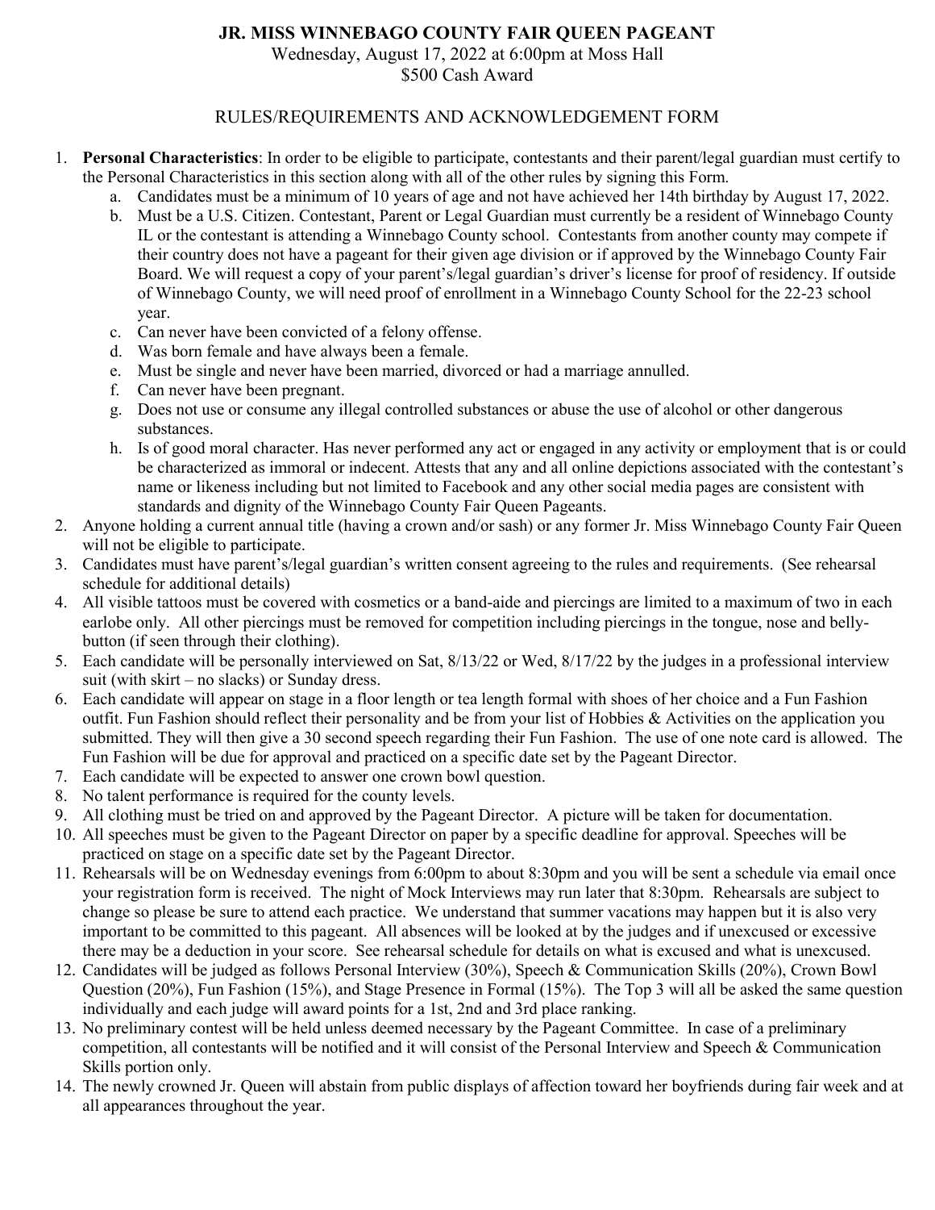# JR. MISS WINNEBAGO COUNTY FAIR QUEEN PAGEANT

Wednesday, August 17, 2022 at 6:00pm at Moss Hall

$500 Cash Award

## RULES/REQUIREMENTS AND ACKNOWLEDGEMENT FORM

1. **Personal Characteristics**: In order to be eligible to participate, contestants and their parent/legal guardian must certify to the Personal Characteristics in this section along with all of the other rules by signing this Form.
   a. Candidates must be a minimum of 10 years of age and not have achieved her 14th birthday by August 17, 2022.
   b. Must be a U.S. Citizen. Contestant, Parent or Legal Guardian must currently be a resident of Winnebago County IL or the contestant is attending a Winnebago County school. Contestants from another county may compete if their country does not have a pageant for their given age division or if approved by the Winnebago County Fair Board. We will request a copy of your parent's/legal guardian's driver's license for proof of residency. If outside of Winnebago County, we will need proof of enrollment in a Winnebago County School for the 22-23 school year.
   c. Can never have been convicted of a felony offense.
   d. Was born female and have always been a female.
   e. Must be single and never have been married, divorced or had a marriage annulled.
   f. Can never have been pregnant.
   g. Does not use or consume any illegal controlled substances or abuse the use of alcohol or other dangerous substances.
   h. Is of good moral character. Has never performed any act or engaged in any activity or employment that is or could be characterized as immoral or indecent. Attests that any and all online depictions associated with the contestant's name or likeness including but not limited to Facebook and any other social media pages are consistent with standards and dignity of the Winnebago County Fair Queen Pageants.
2. Anyone holding a current annual title (having a crown and/or sash) or any former Jr. Miss Winnebago County Fair Queen will not be eligible to participate.
3. Candidates must have parent's/legal guardian's written consent agreeing to the rules and requirements. (See rehearsal schedule for additional details)
4. All visible tattoos must be covered with cosmetics or a band-aide and piercings are limited to a maximum of two in each earlobe only. All other piercings must be removed for competition including piercings in the tongue, nose and belly-button (if seen through their clothing).
5. Each candidate will be personally interviewed on Sat, 8/13/22 or Wed, 8/17/22 by the judges in a professional interview suit (with skirt – no slacks) or Sunday dress.
6. Each candidate will appear on stage in a floor length or tea length formal with shoes of her choice and a Fun Fashion outfit. Fun Fashion should reflect their personality and be from your list of Hobbies & Activities on the application you submitted. They will then give a 30 second speech regarding their Fun Fashion. The use of one note card is allowed. The Fun Fashion will be due for approval and practiced on a specific date set by the Pageant Director.
7. Each candidate will be expected to answer one crown bowl question.
8. No talent performance is required for the county levels.
9. All clothing must be tried on and approved by the Pageant Director. A picture will be taken for documentation.
10. All speeches must be given to the Pageant Director on paper by a specific deadline for approval. Speeches will be practiced on stage on a specific date set by the Pageant Director.
11. Rehearsals will be on Wednesday evenings from 6:00pm to about 8:30pm and you will be sent a schedule via email once your registration form is received. The night of Mock Interviews may run later that 8:30pm. Rehearsals are subject to change so please be sure to attend each practice. We understand that summer vacations may happen but it is also very important to be committed to this pageant. All absences will be looked at by the judges and if unexcused or excessive there may be a deduction in your score. See rehearsal schedule for details on what is excused and what is unexcused.
12. Candidates will be judged as follows Personal Interview (30%), Speech & Communication Skills (20%), Crown Bowl Question (20%), Fun Fashion (15%), and Stage Presence in Formal (15%). The Top 3 will all be asked the same question individually and each judge will award points for a 1st, 2nd and 3rd place ranking.
13. No preliminary contest will be held unless deemed necessary by the Pageant Committee. In case of a preliminary competition, all contestants will be notified and it will consist of the Personal Interview and Speech & Communication Skills portion only.
14. The newly crowned Jr. Queen will abstain from public displays of affection toward her boyfriends during fair week and at all appearances throughout the year.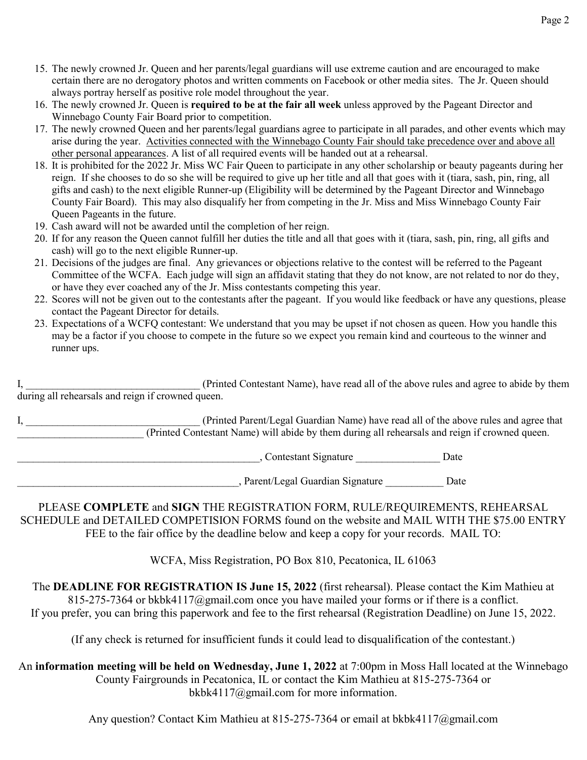15. The newly crowned Jr. Queen and her parents/legal guardians will use extreme caution and are encouraged to make certain there are no derogatory photos and written comments on Facebook or other media sites. The Jr. Queen should always portray herself as positive role model throughout the year.
16. The newly crowned Jr. Queen is **required to be at the fair all week** unless approved by the Pageant Director and Winnebago County Fair Board prior to competition.
17. The newly crowned Queen and her parents/legal guardians agree to participate in all parades, and other events which may arise during the year. Activities connected with the Winnebago County Fair should take precedence over and above all other personal appearances. A list of all required events will be handed out at a rehearsal.
18. It is prohibited for the 2022 Jr. Miss WC Fair Queen to participate in any other scholarship or beauty pageants during her reign. If she chooses to do so she will be required to give up her title and all that goes with it (tiara, sash, pin, ring, all gifts and cash) to the next eligible Runner-up (Eligibility will be determined by the Pageant Director and Winnebago County Fair Board). This may also disqualify her from competing in the Jr. Miss and Miss Winnebago County Fair Queen Pageants in the future.
19. Cash award will not be awarded until the completion of her reign.
20. If for any reason the Queen cannot fulfill her duties the title and all that goes with it (tiara, sash, pin, ring, all gifts and cash) will go to the next eligible Runner-up.
21. Decisions of the judges are final. Any grievances or objections relative to the contest will be referred to the Pageant Committee of the WCFA. Each judge will sign an affidavit stating that they do not know, are not related to nor do they, or have they ever coached any of the Jr. Miss contestants competing this year.
22. Scores will not be given out to the contestants after the pageant. If you would like feedback or have any questions, please contact the Pageant Director for details.
23. Expectations of a WCFQ contestant: We understand that you may be upset if not chosen as queen. How you handle this may be a factor if you choose to compete in the future so we expect you remain kind and courteous to the winner and runner ups.

I, _________________________________ (Printed Contestant Name), have read all of the above rules and agree to abide by them during all rehearsals and reign if crowned queen.

I, _________________________________ (Printed Parent/Legal Guardian Name) have read all of the above rules and agree that ________________________ (Printed Contestant Name) will abide by them during all rehearsals and reign if crowned queen.

_______________________________________________, Contestant Signature ________________ Date

__________________________________________, Parent/Legal Guardian Signature ___________ Date

PLEASE **COMPLETE** and **SIGN** THE REGISTRATION FORM, RULE/REQUIREMENTS, REHEARSAL SCHEDULE and DETAILED COMPETISION FORMS found on the website and MAIL WITH THE $75.00 ENTRY FEE to the fair office by the deadline below and keep a copy for your records. MAIL TO:

WCFA, Miss Registration, PO Box 810, Pecatonica, IL 61063

The **DEADLINE FOR REGISTRATION IS June 15, 2022** (first rehearsal). Please contact the Kim Mathieu at 815-275-7364 or bkbk4117@gmail.com once you have mailed your forms or if there is a conflict. If you prefer, you can bring this paperwork and fee to the first rehearsal (Registration Deadline) on June 15, 2022.

(If any check is returned for insufficient funds it could lead to disqualification of the contestant.)

An **information meeting will be held on Wednesday, June 1, 2022** at 7:00pm in Moss Hall located at the Winnebago County Fairgrounds in Pecatonica, IL or contact the Kim Mathieu at 815-275-7364 or bkbk4117@gmail.com for more information.

Any question? Contact Kim Mathieu at 815-275-7364 or email at bkbk4117@gmail.com